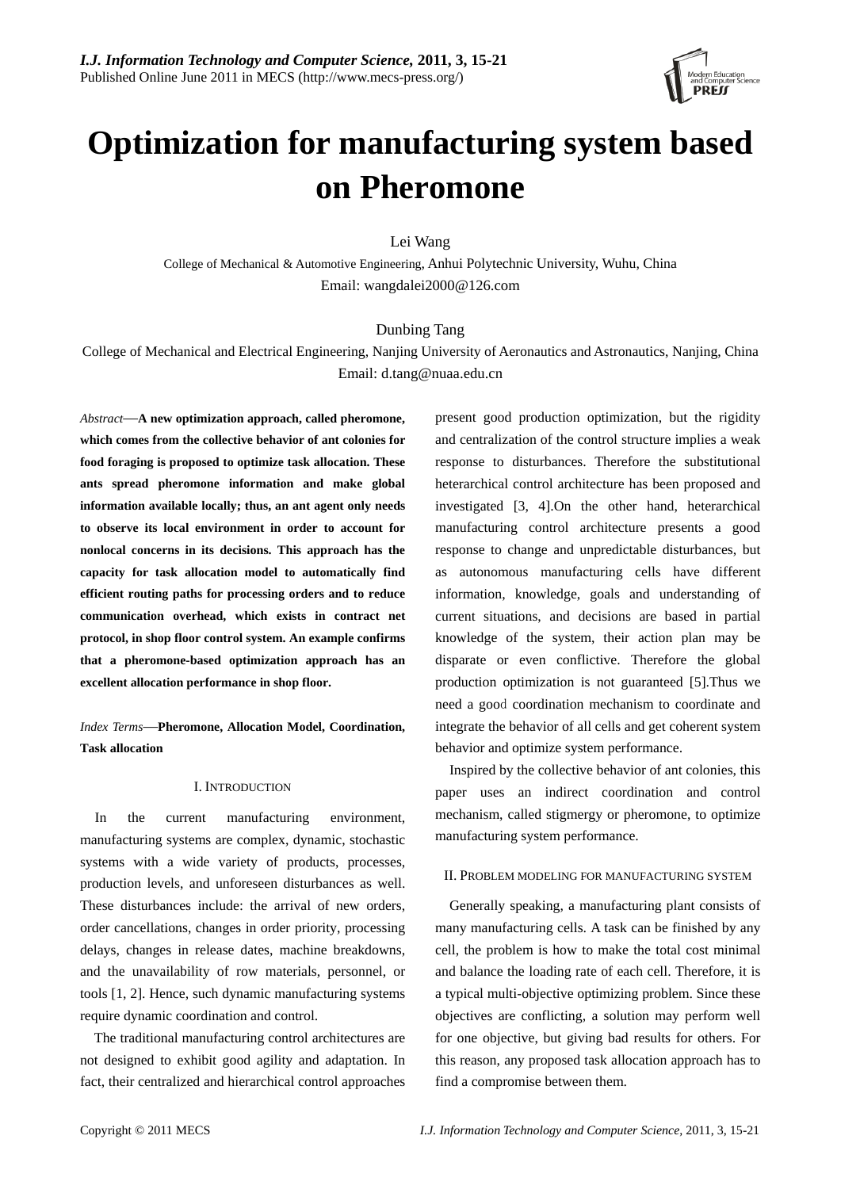# Optimization for manufacturing system based on Pheromone

Lei Wang

College of Mechanical & Automotive Engineering, Anhui Polytechnic University, Wuhu, China

Email: wangdalei2000@126.com

Dunbing Tang

College of Mechanical and Electrical Engineering, Nanjing University of Aeronautics and Astronautics, Nanjing, China

Email: d.tang@nuaa.edu.cn

*Abstract*—**A new optimization approach, called pheromone, which comes from the collective behavior of ant colonies for food foraging is proposed to optimize task allocation. These ants spread pheromone information and make global information available locally; thus, an ant agent only needs to observe its local environment in order to account for nonlocal concerns in its decisions. This approach has the capacity for task allocation model to automatically find efficient routing paths for processing orders and to reduce communication overhead, which exists in contract net protocol, in shop floor control system. An example confirms that a pheromone-based optimization approach has an excellent allocation performance in shop floor.**

*Index Terms*—**Pheromone, Allocation Model, Coordination, Task allocation**

## I. Introduction

In the current manufacturing environment, manufacturing systems are complex, dynamic, stochastic systems with a wide variety of products, processes, production levels, and unforeseen disturbances as well. These disturbances include: the arrival of new orders, order cancellations, changes in order priority, processing delays, changes in release dates, machine breakdowns, and the unavailability of row materials, personnel, or tools [1, 2]. Hence, such dynamic manufacturing systems require dynamic coordination and control.

The traditional manufacturing control architectures are not designed to exhibit good agility and adaptation. In fact, their centralized and hierarchical control approaches present good production optimization, but the rigidity and centralization of the control structure implies a weak response to disturbances. Therefore the substitutional heterarchical control architecture has been proposed and investigated [3, 4].On the other hand, heterarchical manufacturing control architecture presents a good response to change and unpredictable disturbances, but as autonomous manufacturing cells have different information, knowledge, goals and understanding of current situations, and decisions are based in partial knowledge of the system, their action plan may be disparate or even conflictive. Therefore the global production optimization is not guaranteed [5].Thus we need a good coordination mechanism to coordinate and integrate the behavior of all cells and get coherent system behavior and optimize system performance.

Inspired by the collective behavior of ant colonies, this paper uses an indirect coordination and control mechanism, called stigmergy or pheromone, to optimize manufacturing system performance.

## II. Problem modeling for manufacturing system

Generally speaking, a manufacturing plant consists of many manufacturing cells. A task can be finished by any cell, the problem is how to make the total cost minimal and balance the loading rate of each cell. Therefore, it is a typical multi-objective optimizing problem. Since these objectives are conflicting, a solution may perform well for one objective, but giving bad results for others. For this reason, any proposed task allocation approach has to find a compromise between them.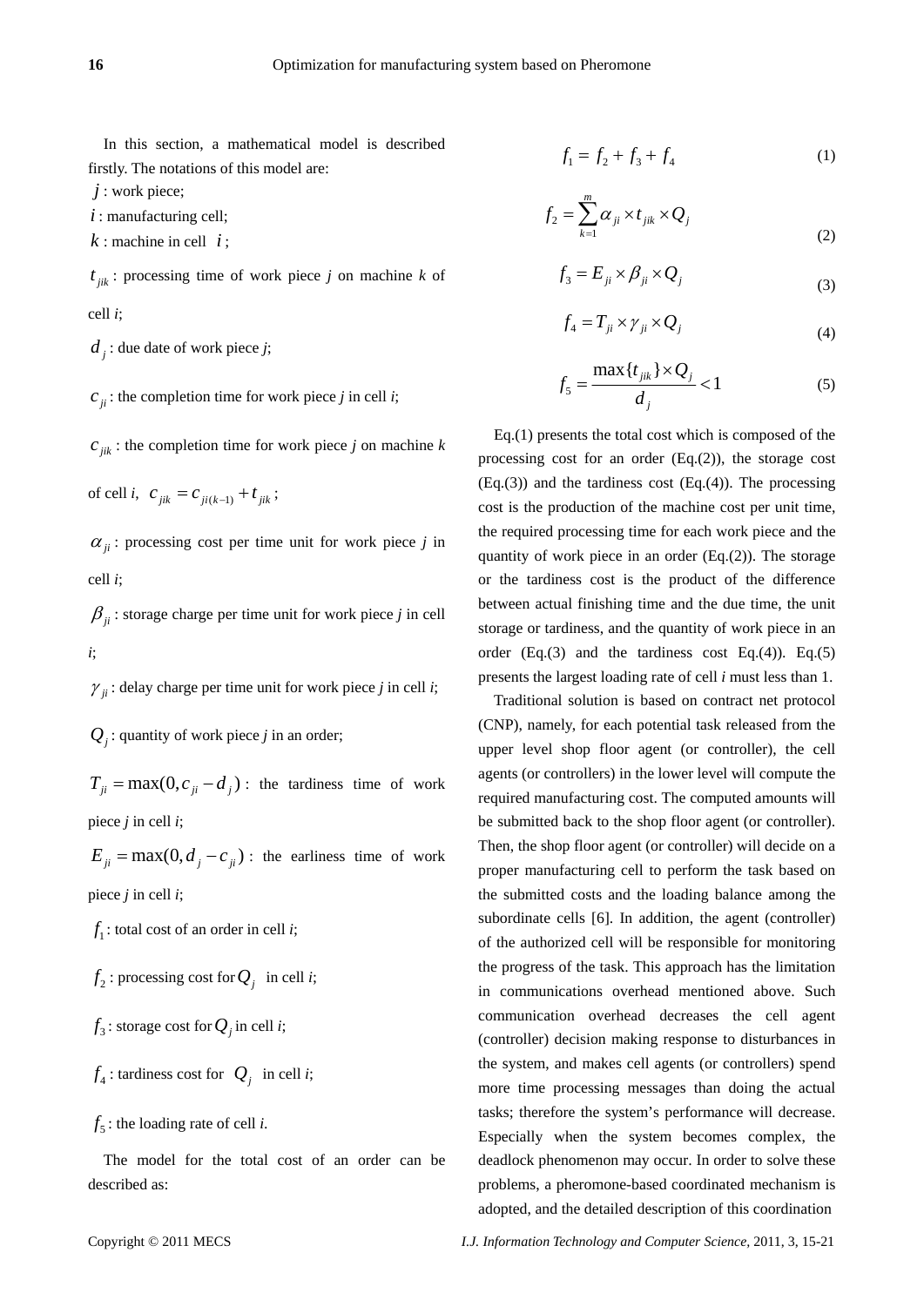In this section, a mathematical model is described firstly. The notations of this model are:

$j$ : work piece;

$i$ : manufacturing cell;

$k$ : machine in cell $i$ ;

$t_{jik}$ : processing time of work piece *j* on machine *k* of cell *i*;

$d_j$ : due date of work piece *j*;

$c_{ji}$ : the completion time for work piece *j* in cell *i*;

$c_{jik}$ : the completion time for work piece *j* on machine *k* of cell *i*, $c_{jik} = c_{ji(k-1)} + t_{jik}$ ;

$\alpha_{ji}$ : processing cost per time unit for work piece *j* in cell *i*;

$\beta_{ji}$ : storage charge per time unit for work piece *j* in cell *i*;

$\gamma_{ji}$ : delay charge per time unit for work piece *j* in cell *i*;

$Q_j$ : quantity of work piece *j* in an order;

$T_{ji} = \max(0, c_{ji} - d_j)$ : the tardiness time of work piece *j* in cell *i*;

$E_{ji} = \max(0, d_j - c_{ji})$ : the earliness time of work piece *j* in cell *i*;

$f_1$ : total cost of an order in cell *i*;

$f_2$ : processing cost for $Q_j$ in cell *i*;

$f_3$ : storage cost for $Q_j$ in cell *i*;

$f_4$ : tardiness cost for $Q_j$ in cell *i*;

$f_5$ : the loading rate of cell *i*.

The model for the total cost of an order can be described as:

$$f_1 = f_2 + f_3 + f_4 \tag{1}$$

$$f_2 = \sum_{k=1}^{m} \alpha_{ji} \times t_{jik} \times Q_j \tag{2}$$

$$f_3 = E_{ji} \times \beta_{ji} \times Q_j \tag{3}$$

$$f_4 = T_{ji} \times \gamma_{ji} \times Q_j \tag{4}$$

$$f_5 = \frac{\max\{t_{jik}\} \times Q_j}{d_j} < 1 \tag{5}$$

Eq.(1) presents the total cost which is composed of the processing cost for an order (Eq.(2)), the storage cost (Eq.(3)) and the tardiness cost (Eq.(4)). The processing cost is the production of the machine cost per unit time, the required processing time for each work piece and the quantity of work piece in an order (Eq.(2)). The storage or the tardiness cost is the product of the difference between actual finishing time and the due time, the unit storage or tardiness, and the quantity of work piece in an order (Eq.(3) and the tardiness cost Eq.(4)). Eq.(5) presents the largest loading rate of cell *i* must less than 1.

Traditional solution is based on contract net protocol (CNP), namely, for each potential task released from the upper level shop floor agent (or controller), the cell agents (or controllers) in the lower level will compute the required manufacturing cost. The computed amounts will be submitted back to the shop floor agent (or controller). Then, the shop floor agent (or controller) will decide on a proper manufacturing cell to perform the task based on the submitted costs and the loading balance among the subordinate cells [6]. In addition, the agent (controller) of the authorized cell will be responsible for monitoring the progress of the task. This approach has the limitation in communications overhead mentioned above. Such communication overhead decreases the cell agent (controller) decision making response to disturbances in the system, and makes cell agents (or controllers) spend more time processing messages than doing the actual tasks; therefore the system's performance will decrease. Especially when the system becomes complex, the deadlock phenomenon may occur. In order to solve these problems, a pheromone-based coordinated mechanism is adopted, and the detailed description of this coordination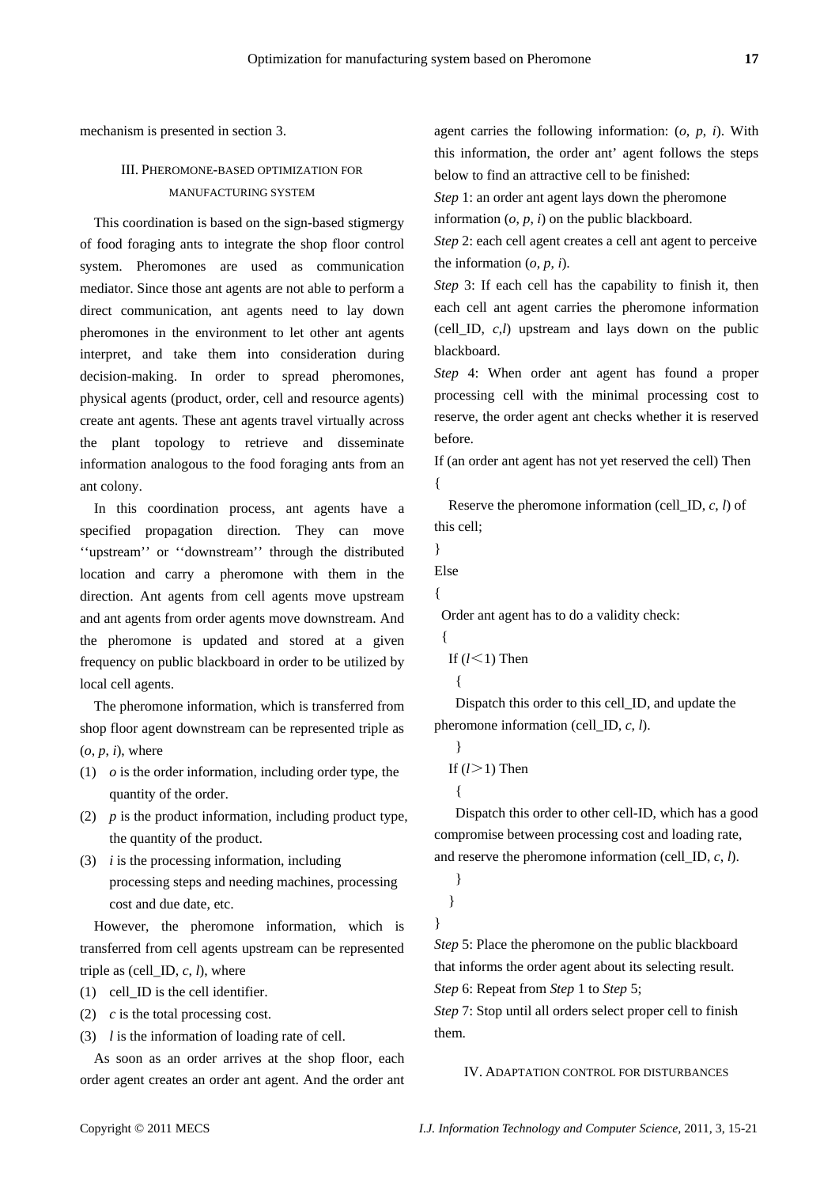mechanism is presented in section 3.

## III. Pheromone-based optimization for manufacturing system

This coordination is based on the sign-based stigmergy of food foraging ants to integrate the shop floor control system. Pheromones are used as communication mediator. Since those ant agents are not able to perform a direct communication, ant agents need to lay down pheromones in the environment to let other ant agents interpret, and take them into consideration during decision-making. In order to spread pheromones, physical agents (product, order, cell and resource agents) create ant agents. These ant agents travel virtually across the plant topology to retrieve and disseminate information analogous to the food foraging ants from an ant colony.

In this coordination process, ant agents have a specified propagation direction. They can move ''upstream'' or ''downstream'' through the distributed location and carry a pheromone with them in the direction. Ant agents from cell agents move upstream and ant agents from order agents move downstream. And the pheromone is updated and stored at a given frequency on public blackboard in order to be utilized by local cell agents.

The pheromone information, which is transferred from shop floor agent downstream can be represented triple as ($o$, $p$, $i$), where

(1) $o$ is the order information, including order type, the quantity of the order.

(2) $p$ is the product information, including product type, the quantity of the product.

(3) $i$ is the processing information, including processing steps and needing machines, processing cost and due date, etc.

However, the pheromone information, which is transferred from cell agents upstream can be represented triple as (cell_ID, $c$, $l$), where

(1) cell_ID is the cell identifier.

(2) $c$ is the total processing cost.

(3) $l$ is the information of loading rate of cell.

As soon as an order arrives at the shop floor, each order agent creates an order ant agent. And the order ant agent carries the following information: ($o$, $p$, $i$). With this information, the order ant' agent follows the steps below to find an attractive cell to be finished:

*Step* 1: an order ant agent lays down the pheromone information ($o$, $p$, $i$) on the public blackboard.

*Step* 2: each cell agent creates a cell ant agent to perceive the information ($o$, $p$, $i$).

*Step* 3: If each cell has the capability to finish it, then each cell ant agent carries the pheromone information (cell_ID, $c$,$l$) upstream and lays down on the public blackboard.

*Step* 4: When order ant agent has found a proper processing cell with the minimal processing cost to reserve, the order agent ant checks whether it is reserved before.

```
If (an order ant agent has not yet reserved the cell) Then
{
  Reserve the pheromone information (cell_ID, c, l) of this cell;
}
Else
{
 Order ant agent has to do a validity check:
 {
  If (l<1) Then
   {
    Dispatch this order to this cell_ID, and update the pheromone information (cell_ID, c, l).
   }
  If (l>1) Then
   {
    Dispatch this order to other cell-ID, which has a good compromise between processing cost and loading rate, and reserve the pheromone information (cell_ID, c, l).
   }
  }
}
```

*Step* 5: Place the pheromone on the public blackboard that informs the order agent about its selecting result.

*Step* 6: Repeat from *Step* 1 to *Step* 5;

*Step* 7: Stop until all orders select proper cell to finish them.

## IV. Adaptation control for disturbances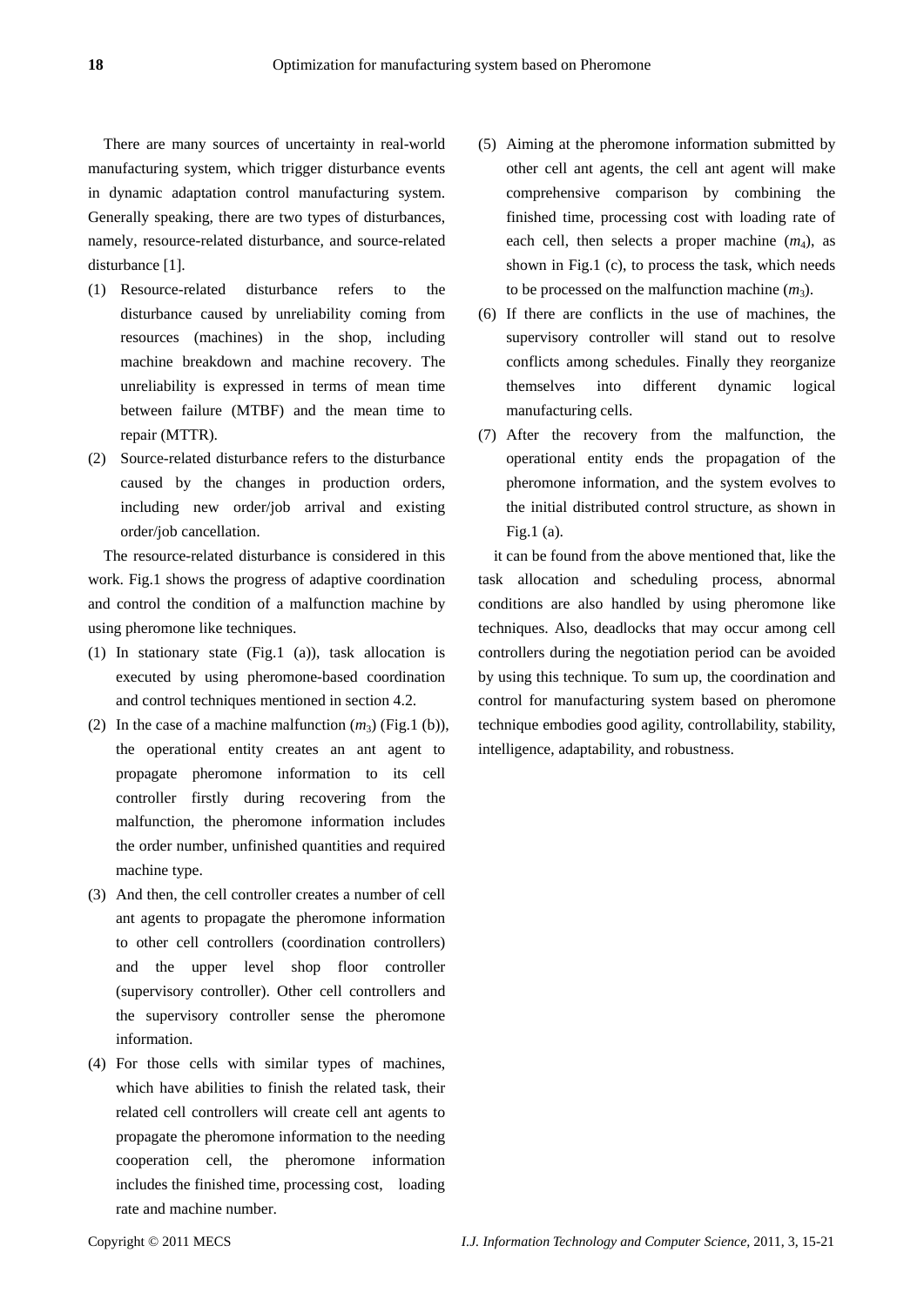There are many sources of uncertainty in real-world manufacturing system, which trigger disturbance events in dynamic adaptation control manufacturing system. Generally speaking, there are two types of disturbances, namely, resource-related disturbance, and source-related disturbance [1].

(1) Resource-related disturbance refers to the disturbance caused by unreliability coming from resources (machines) in the shop, including machine breakdown and machine recovery. The unreliability is expressed in terms of mean time between failure (MTBF) and the mean time to repair (MTTR).

(2) Source-related disturbance refers to the disturbance caused by the changes in production orders, including new order/job arrival and existing order/job cancellation.

The resource-related disturbance is considered in this work. Fig.1 shows the progress of adaptive coordination and control the condition of a malfunction machine by using pheromone like techniques.

(1) In stationary state (Fig.1 (a)), task allocation is executed by using pheromone-based coordination and control techniques mentioned in section 4.2.

(2) In the case of a machine malfunction ($m_3$) (Fig.1 (b)), the operational entity creates an ant agent to propagate pheromone information to its cell controller firstly during recovering from the malfunction, the pheromone information includes the order number, unfinished quantities and required machine type.

(3) And then, the cell controller creates a number of cell ant agents to propagate the pheromone information to other cell controllers (coordination controllers) and the upper level shop floor controller (supervisory controller). Other cell controllers and the supervisory controller sense the pheromone information.

(4) For those cells with similar types of machines, which have abilities to finish the related task, their related cell controllers will create cell ant agents to propagate the pheromone information to the needing cooperation cell, the pheromone information includes the finished time, processing cost, loading rate and machine number.

(5) Aiming at the pheromone information submitted by other cell ant agents, the cell ant agent will make comprehensive comparison by combining the finished time, processing cost with loading rate of each cell, then selects a proper machine ($m_4$), as shown in Fig.1 (c), to process the task, which needs to be processed on the malfunction machine ($m_3$).

(6) If there are conflicts in the use of machines, the supervisory controller will stand out to resolve conflicts among schedules. Finally they reorganize themselves into different dynamic logical manufacturing cells.

(7) After the recovery from the malfunction, the operational entity ends the propagation of the pheromone information, and the system evolves to the initial distributed control structure, as shown in Fig.1 (a).

it can be found from the above mentioned that, like the task allocation and scheduling process, abnormal conditions are also handled by using pheromone like techniques. Also, deadlocks that may occur among cell controllers during the negotiation period can be avoided by using this technique. To sum up, the coordination and control for manufacturing system based on pheromone technique embodies good agility, controllability, stability, intelligence, adaptability, and robustness.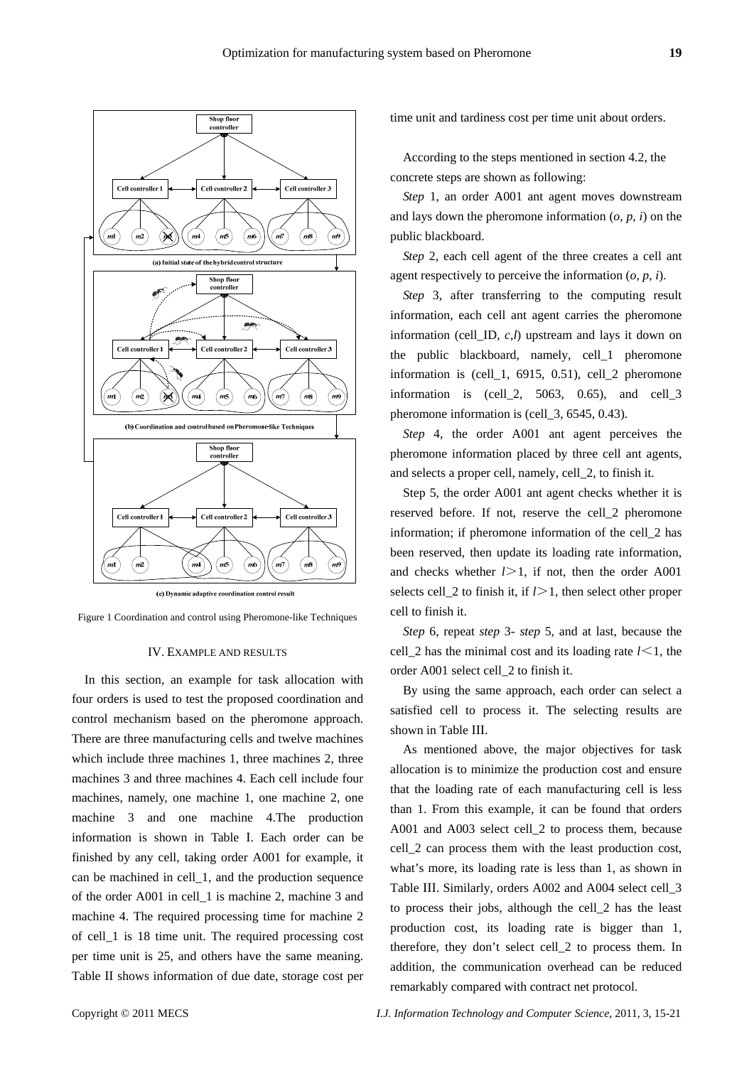Figure 1 Coordination and control using Pheromone-like Techniques

### IV. EXAMPLE AND RESULTS

In this section, an example for task allocation with four orders is used to test the proposed coordination and control mechanism based on the pheromone approach. There are three manufacturing cells and twelve machines which include three machines 1, three machines 2, three machines 3 and three machines 4. Each cell include four machines, namely, one machine 1, one machine 2, one machine 3 and one machine 4.The production information is shown in Table I. Each order can be finished by any cell, taking order A001 for example, it can be machined in cell_1, and the production sequence of the order A001 in cell_1 is machine 2, machine 3 and machine 4. The required processing time for machine 2 of cell_1 is 18 time unit. The required processing cost per time unit is 25, and others have the same meaning. Table II shows information of due date, storage cost per time unit and tardiness cost per time unit about orders.

According to the steps mentioned in section 4.2, the concrete steps are shown as following:

*Step* 1, an order A001 ant agent moves downstream and lays down the pheromone information ($o$, $p$, $i$) on the public blackboard.

*Step* 2, each cell agent of the three creates a cell ant agent respectively to perceive the information ($o$, $p$, $i$).

*Step* 3, after transferring to the computing result information, each cell ant agent carries the pheromone information (cell_ID, $c$,$l$) upstream and lays it down on the public blackboard, namely, cell_1 pheromone information is (cell_1, 6915, 0.51), cell_2 pheromone information is (cell_2, 5063, 0.65), and cell_3 pheromone information is (cell_3, 6545, 0.43).

*Step* 4, the order A001 ant agent perceives the pheromone information placed by three cell ant agents, and selects a proper cell, namely, cell_2, to finish it.

Step 5, the order A001 ant agent checks whether it is reserved before. If not, reserve the cell_2 pheromone information; if pheromone information of the cell_2 has been reserved, then update its loading rate information, and checks whether $l>1$, if not, then the order A001 selects cell_2 to finish it, if $l>1$, then select other proper cell to finish it.

*Step* 6, repeat *step* 3- *step* 5, and at last, because the cell_2 has the minimal cost and its loading rate $l<1$, the order A001 select cell_2 to finish it.

By using the same approach, each order can select a satisfied cell to process it. The selecting results are shown in Table III.

As mentioned above, the major objectives for task allocation is to minimize the production cost and ensure that the loading rate of each manufacturing cell is less than 1. From this example, it can be found that orders A001 and A003 select cell_2 to process them, because cell_2 can process them with the least production cost, what's more, its loading rate is less than 1, as shown in Table III. Similarly, orders A002 and A004 select cell_3 to process their jobs, although the cell_2 has the least production cost, its loading rate is bigger than 1, therefore, they don't select cell_2 to process them. In addition, the communication overhead can be reduced remarkably compared with contract net protocol.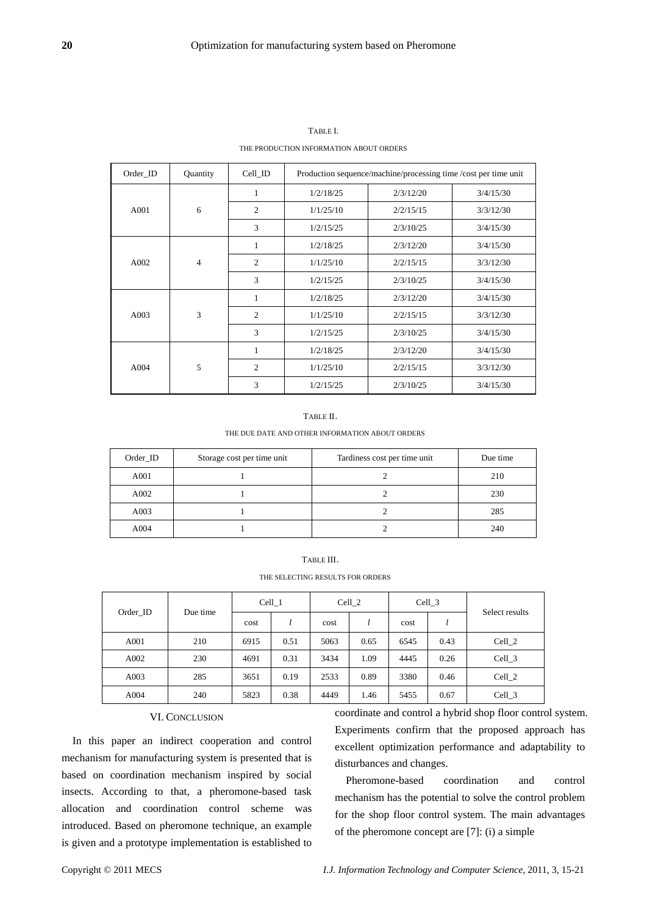TABLE I.

THE PRODUCTION INFORMATION ABOUT ORDERS

| Order_ID | Quantity | Cell_ID | Production sequence/machine/processing time /cost per time unit | | |
|---|---|---|---|---|---|
| A001 | 6 | 1 | 1/2/18/25 | 2/3/12/20 | 3/4/15/30 |
| | | 2 | 1/1/25/10 | 2/2/15/15 | 3/3/12/30 |
| | | 3 | 1/2/15/25 | 2/3/10/25 | 3/4/15/30 |
| A002 | 4 | 1 | 1/2/18/25 | 2/3/12/20 | 3/4/15/30 |
| | | 2 | 1/1/25/10 | 2/2/15/15 | 3/3/12/30 |
| | | 3 | 1/2/15/25 | 2/3/10/25 | 3/4/15/30 |
| A003 | 3 | 1 | 1/2/18/25 | 2/3/12/20 | 3/4/15/30 |
| | | 2 | 1/1/25/10 | 2/2/15/15 | 3/3/12/30 |
| | | 3 | 1/2/15/25 | 2/3/10/25 | 3/4/15/30 |
| A004 | 5 | 1 | 1/2/18/25 | 2/3/12/20 | 3/4/15/30 |
| | | 2 | 1/1/25/10 | 2/2/15/15 | 3/3/12/30 |
| | | 3 | 1/2/15/25 | 2/3/10/25 | 3/4/15/30 |

TABLE II.

THE DUE DATE AND OTHER INFORMATION ABOUT ORDERS

| Order_ID | Storage cost per time unit | Tardiness cost per time unit | Due time |
|---|---|---|---|
| A001 | 1 | 2 | 210 |
| A002 | 1 | 2 | 230 |
| A003 | 1 | 2 | 285 |
| A004 | 1 | 2 | 240 |

TABLE III.

THE SELECTING RESULTS FOR ORDERS

| Order_ID | Due time | Cell_1 | | Cell_2 | | Cell_3 | | Select results |
|---|---|---|---|---|---|---|---|---|
| | | cost | *l* | cost | *l* | cost | *l* | |
| A001 | 210 | 6915 | 0.51 | 5063 | 0.65 | 6545 | 0.43 | Cell_2 |
| A002 | 230 | 4691 | 0.31 | 3434 | 1.09 | 4445 | 0.26 | Cell_3 |
| A003 | 285 | 3651 | 0.19 | 2533 | 0.89 | 3380 | 0.46 | Cell_2 |
| A004 | 240 | 5823 | 0.38 | 4449 | 1.46 | 5455 | 0.67 | Cell_3 |

## VI. CONCLUSION

In this paper an indirect cooperation and control mechanism for manufacturing system is presented that is based on coordination mechanism inspired by social insects. According to that, a pheromone-based task allocation and coordination control scheme was introduced. Based on pheromone technique, an example is given and a prototype implementation is established to coordinate and control a hybrid shop floor control system. Experiments confirm that the proposed approach has excellent optimization performance and adaptability to disturbances and changes.

Pheromone-based coordination and control mechanism has the potential to solve the control problem for the shop floor control system. The main advantages of the pheromone concept are [7]: (i) a simple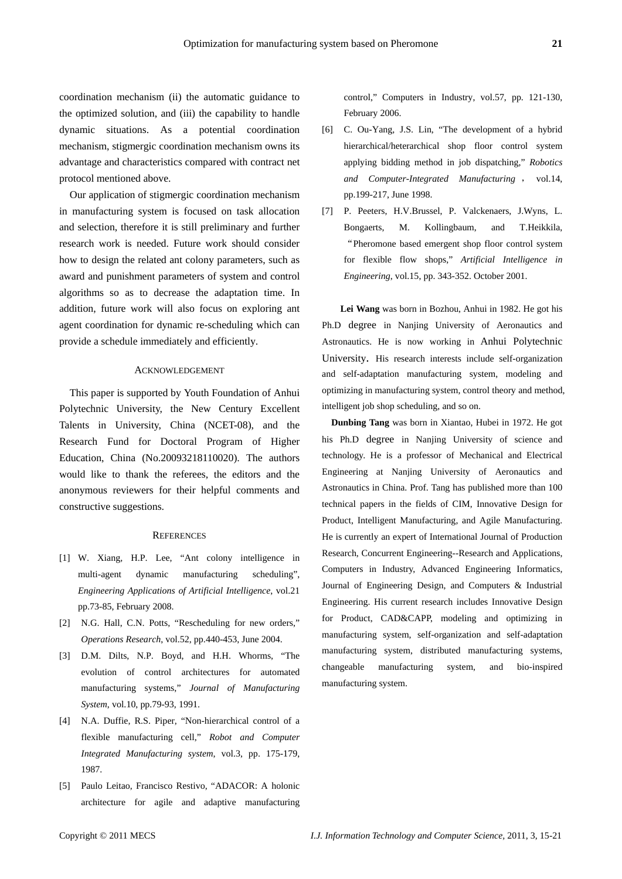coordination mechanism (ii) the automatic guidance to the optimized solution, and (iii) the capability to handle dynamic situations. As a potential coordination mechanism, stigmergic coordination mechanism owns its advantage and characteristics compared with contract net protocol mentioned above.

Our application of stigmergic coordination mechanism in manufacturing system is focused on task allocation and selection, therefore it is still preliminary and further research work is needed. Future work should consider how to design the related ant colony parameters, such as award and punishment parameters of system and control algorithms so as to decrease the adaptation time. In addition, future work will also focus on exploring ant agent coordination for dynamic re-scheduling which can provide a schedule immediately and efficiently.

## ACKNOWLEDGEMENT

This paper is supported by Youth Foundation of Anhui Polytechnic University, the New Century Excellent Talents in University, China (NCET-08), and the Research Fund for Doctoral Program of Higher Education, China (No.20093218110020). The authors would like to thank the referees, the editors and the anonymous reviewers for their helpful comments and constructive suggestions.

## REFERENCES

[1] W. Xiang, H.P. Lee, "Ant colony intelligence in multi-agent dynamic manufacturing scheduling", *Engineering Applications of Artificial Intelligence*, vol.21 pp.73-85, February 2008.

[2] N.G. Hall, C.N. Potts, "Rescheduling for new orders," *Operations Research*, vol.52, pp.440-453, June 2004.

[3] D.M. Dilts, N.P. Boyd, and H.H. Whorms, "The evolution of control architectures for automated manufacturing systems," *Journal of Manufacturing System*, vol.10, pp.79-93, 1991.

[4] N.A. Duffie, R.S. Piper, "Non-hierarchical control of a flexible manufacturing cell," *Robot and Computer Integrated Manufacturing system*, vol.3, pp. 175-179, 1987.

[5] Paulo Leitao, Francisco Restivo, "ADACOR: A holonic architecture for agile and adaptive manufacturing control," Computers in Industry, vol.57, pp. 121-130, February 2006.

[6] C. Ou-Yang, J.S. Lin, "The development of a hybrid hierarchical/heterarchical shop floor control system applying bidding method in job dispatching," *Robotics and Computer-Integrated Manufacturing*, vol.14, pp.199-217, June 1998.

[7] P. Peeters, H.V.Brussel, P. Valckenaers, J.Wyns, L. Bongaerts, M. Kollingbaum, and T.Heikkila, "Pheromone based emergent shop floor control system for flexible flow shops," *Artificial Intelligence in Engineering*, vol.15, pp. 343-352. October 2001.

**Lei Wang** was born in Bozhou, Anhui in 1982. He got his Ph.D degree in Nanjing University of Aeronautics and Astronautics. He is now working in Anhui Polytechnic University. His research interests include self-organization and self-adaptation manufacturing system, modeling and optimizing in manufacturing system, control theory and method, intelligent job shop scheduling, and so on.

**Dunbing Tang** was born in Xiantao, Hubei in 1972. He got his Ph.D degree in Nanjing University of science and technology. He is a professor of Mechanical and Electrical Engineering at Nanjing University of Aeronautics and Astronautics in China. Prof. Tang has published more than 100 technical papers in the fields of CIM, Innovative Design for Product, Intelligent Manufacturing, and Agile Manufacturing. He is currently an expert of International Journal of Production Research, Concurrent Engineering--Research and Applications, Computers in Industry, Advanced Engineering Informatics, Journal of Engineering Design, and Computers & Industrial Engineering. His current research includes Innovative Design for Product, CAD&CAPP, modeling and optimizing in manufacturing system, self-organization and self-adaptation manufacturing system, distributed manufacturing systems, changeable manufacturing system, and bio-inspired manufacturing system.